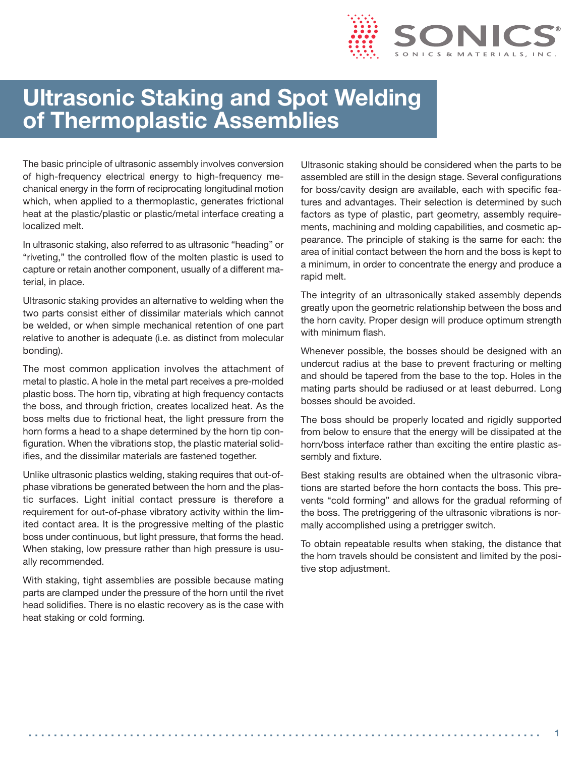# Ultrasonic Staking and Spot Welding of Thermoplastic Assemblies

The basic principle of ultrasonic assembly involves conversion of high-frequency electrical energy to high-frequency mechanical energy in the form of reciprocating longitudinal motion which, when applied to a thermoplastic, generates frictional heat at the plastic/plastic or plastic/metal interface creating a localized melt.

In ultrasonic staking, also referred to as ultrasonic "heading" or "riveting," the controlled flow of the molten plastic is used to capture or retain another component, usually of a different material, in place.

Ultrasonic staking provides an alternative to welding when the two parts consist either of dissimilar materials which cannot be welded, or when simple mechanical retention of one part relative to another is adequate (i.e. as distinct from molecular bonding).

The most common application involves the attachment of metal to plastic. A hole in the metal part receives a pre-molded plastic boss. The horn tip, vibrating at high frequency contacts the boss, and through friction, creates localized heat. As the boss melts due to frictional heat, the light pressure from the horn forms a head to a shape determined by the horn tip configuration. When the vibrations stop, the plastic material solidifies, and the dissimilar materials are fastened together.

Unlike ultrasonic plastics welding, staking requires that out-of-phase vibrations be generated between the horn and the plastic surfaces. Light initial contact pressure is therefore a requirement for out-of-phase vibratory activity within the limited contact area. It is the progressive melting of the plastic boss under continuous, but light pressure, that forms the head. When staking, low pressure rather than high pressure is usually recommended.

With staking, tight assemblies are possible because mating parts are clamped under the pressure of the horn until the rivet head solidifies. There is no elastic recovery as is the case with heat staking or cold forming.

Ultrasonic staking should be considered when the parts to be assembled are still in the design stage. Several configurations for boss/cavity design are available, each with specific features and advantages. Their selection is determined by such factors as type of plastic, part geometry, assembly requirements, machining and molding capabilities, and cosmetic appearance. The principle of staking is the same for each: the area of initial contact between the horn and the boss is kept to a minimum, in order to concentrate the energy and produce a rapid melt.

The integrity of an ultrasonically staked assembly depends greatly upon the geometric relationship between the boss and the horn cavity. Proper design will produce optimum strength with minimum flash.

Whenever possible, the bosses should be designed with an undercut radius at the base to prevent fracturing or melting and should be tapered from the base to the top. Holes in the mating parts should be radiused or at least deburred. Long bosses should be avoided.

The boss should be properly located and rigidly supported from below to ensure that the energy will be dissipated at the horn/boss interface rather than exciting the entire plastic assembly and fixture.

Best staking results are obtained when the ultrasonic vibrations are started before the horn contacts the boss. This prevents "cold forming" and allows for the gradual reforming of the boss. The pretriggering of the ultrasonic vibrations is normally accomplished using a pretrigger switch.

To obtain repeatable results when staking, the distance that the horn travels should be consistent and limited by the positive stop adjustment.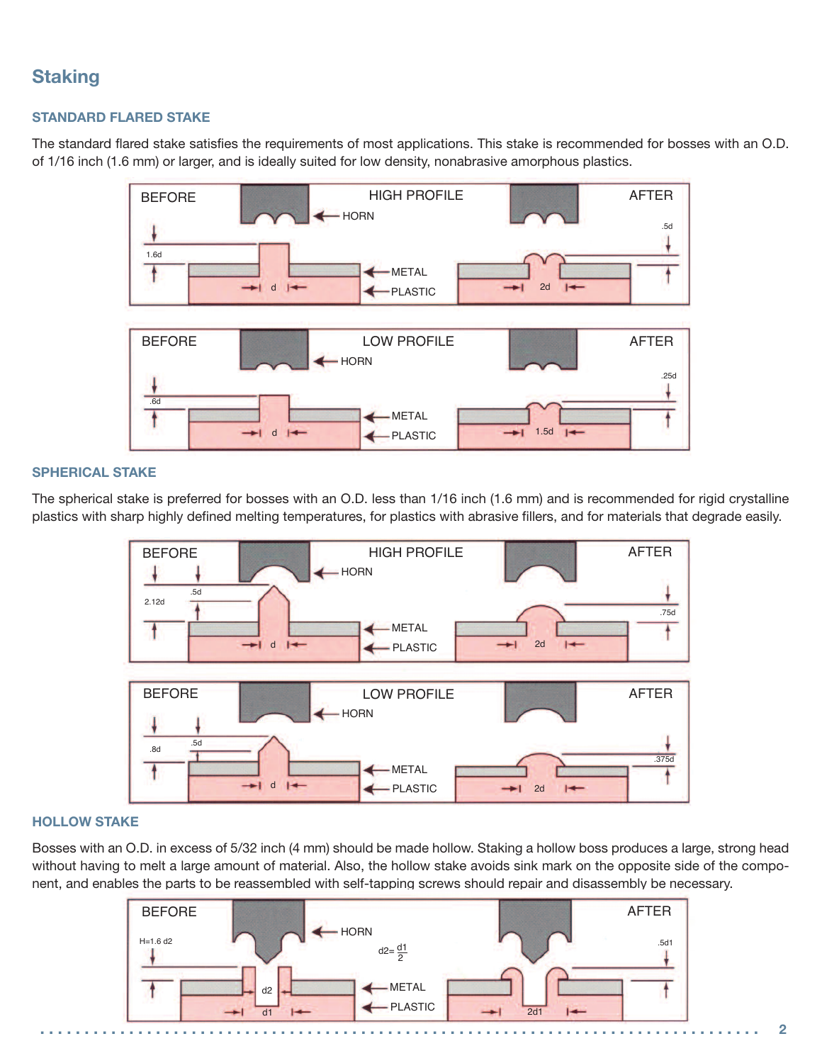## Staking

### STANDARD FLARED STAKE

The standard flared stake satisfies the requirements of most applications. This stake is recommended for bosses with an O.D. of 1/16 inch (1.6 mm) or larger, and is ideally suited for low density, nonabrasive amorphous plastics.

### SPHERICAL STAKE

The spherical stake is preferred for bosses with an O.D. less than 1/16 inch (1.6 mm) and is recommended for rigid crystalline plastics with sharp highly defined melting temperatures, for plastics with abrasive fillers, and for materials that degrade easily.

### HOLLOW STAKE

Bosses with an O.D. in excess of 5/32 inch (4 mm) should be made hollow. Staking a hollow boss produces a large, strong head without having to melt a large amount of material. Also, the hollow stake avoids sink mark on the opposite side of the component, and enables the parts to be reassembled with self-tapping screws should repair and disassembly be necessary.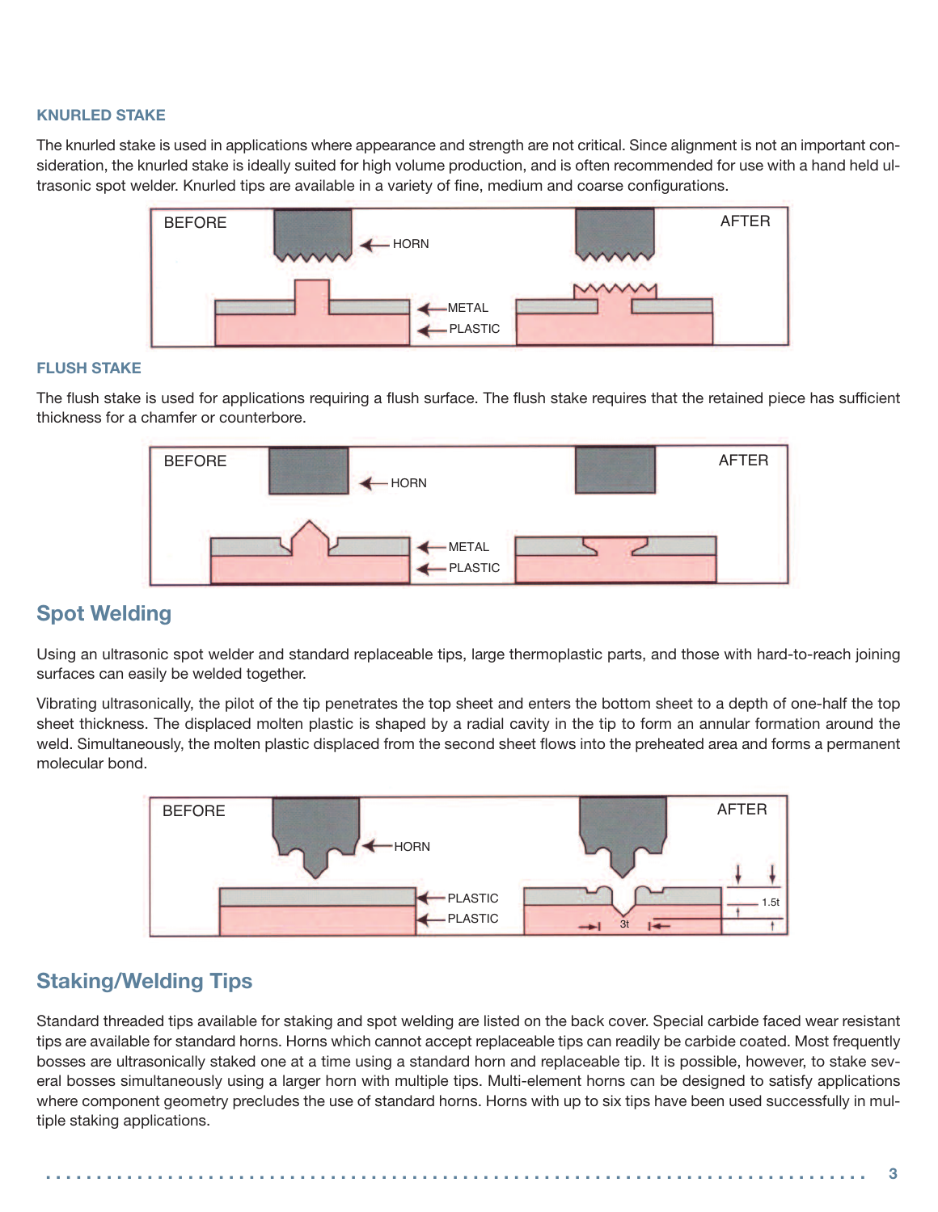### KNURLED STAKE

The knurled stake is used in applications where appearance and strength are not critical. Since alignment is not an important consideration, the knurled stake is ideally suited for high volume production, and is often recommended for use with a hand held ultrasonic spot welder. Knurled tips are available in a variety of fine, medium and coarse configurations.

### FLUSH STAKE

The flush stake is used for applications requiring a flush surface. The flush stake requires that the retained piece has sufficient thickness for a chamfer or counterbore.

## Spot Welding

Using an ultrasonic spot welder and standard replaceable tips, large thermoplastic parts, and those with hard-to-reach joining surfaces can easily be welded together.

Vibrating ultrasonically, the pilot of the tip penetrates the top sheet and enters the bottom sheet to a depth of one-half the top sheet thickness. The displaced molten plastic is shaped by a radial cavity in the tip to form an annular formation around the weld. Simultaneously, the molten plastic displaced from the second sheet flows into the preheated area and forms a permanent molecular bond.

## Staking/Welding Tips

Standard threaded tips available for staking and spot welding are listed on the back cover. Special carbide faced wear resistant tips are available for standard horns. Horns which cannot accept replaceable tips can readily be carbide coated. Most frequently bosses are ultrasonically staked one at a time using a standard horn and replaceable tip. It is possible, however, to stake several bosses simultaneously using a larger horn with multiple tips. Multi-element horns can be designed to satisfy applications where component geometry precludes the use of standard horns. Horns with up to six tips have been used successfully in multiple staking applications.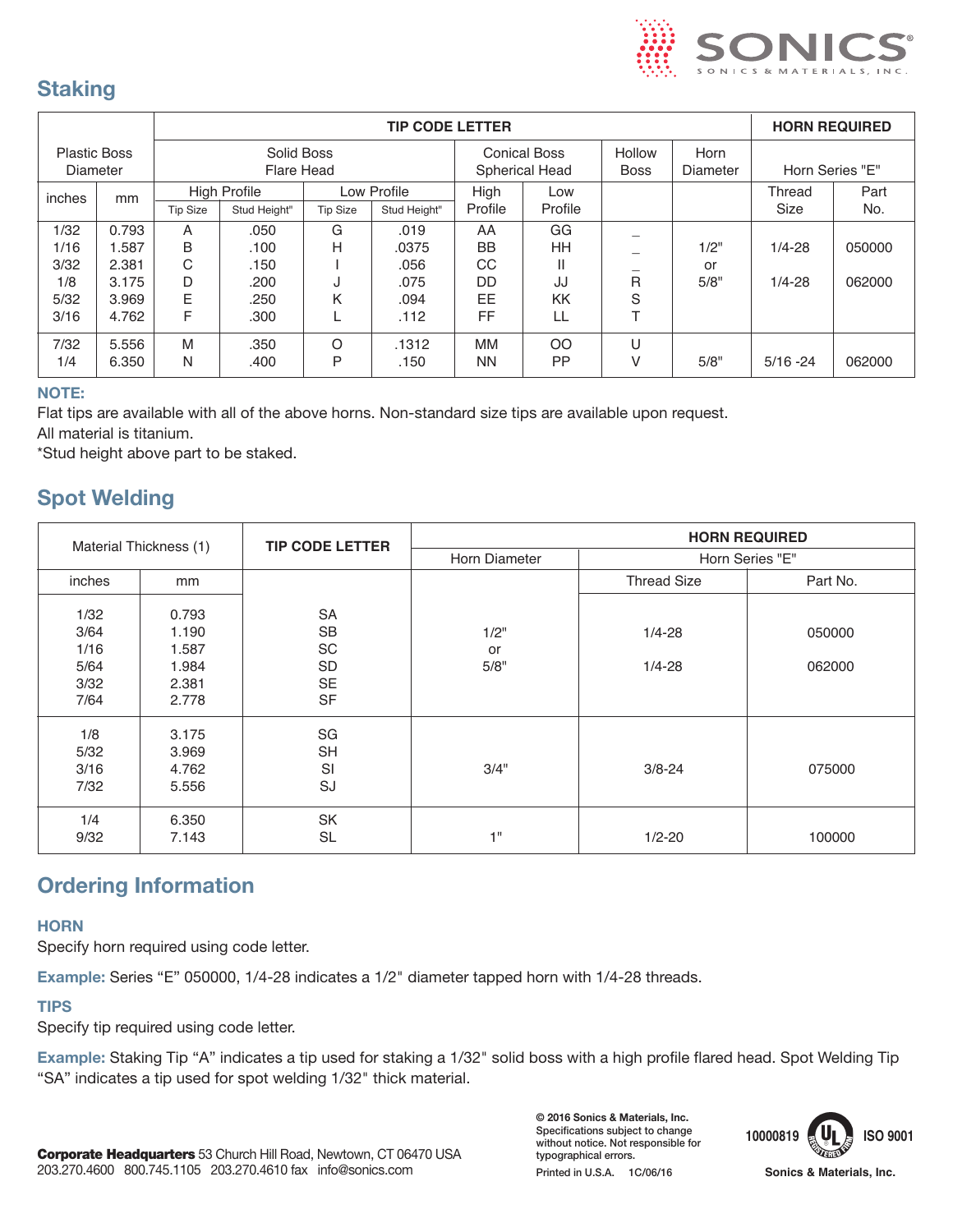## Staking

| Plastic Boss Diameter | | TIP CODE LETTER | | | | | | | | HORN REQUIRED | |
|---|---|---|---|---|---|---|---|---|---|---|---|
| | | Solid Boss Flare Head | | | | Conical Boss Spherical Head | | Hollow Boss | Horn Diameter | Horn Series "E" | |
| inches | mm | High Profile | | Low Profile | | High Profile | Low Profile | | | Thread Size | Part No. |
| | | Tip Size | Stud Height* | Tip Size | Stud Height* | | | | | | |
| 1/32 | 0.793 | A | .050 | G | .019 | AA | GG | _ | | | |
| 1/16 | 1.587 | B | .100 | H | .0375 | BB | HH | _ | 1/2" | 1/4-28 | 050000 |
| 3/32 | 2.381 | C | .150 | I | .056 | CC | II | _ | or | | |
| 1/8 | 3.175 | D | .200 | J | .075 | DD | JJ | R | 5/8" | 1/4-28 | 062000 |
| 5/32 | 3.969 | E | .250 | K | .094 | EE | KK | S | | | |
| 3/16 | 4.762 | F | .300 | L | .112 | FF | LL | T | | | |
| 7/32 | 5.556 | M | .350 | O | .1312 | MM | OO | U | | | |
| 1/4 | 6.350 | N | .400 | P | .150 | NN | PP | V | 5/8" | 5/16 -24 | 062000 |

**NOTE:**

Flat tips are available with all of the above horns. Non-standard size tips are available upon request.

All material is titanium.

*Stud height above part to be staked.

## Spot Welding

| Material Thickness (1) | | TIP CODE LETTER | HORN REQUIRED | | |
|---|---|---|---|---|---|
| | | | Horn Diameter | Horn Series "E" | |
| inches | mm | | | Thread Size | Part No. |
| 1/32<br>3/64<br>1/16<br>5/64<br>3/32<br>7/64 | 0.793<br>1.190<br>1.587<br>1.984<br>2.381<br>2.778 | SA<br>SB<br>SC<br>SD<br>SE<br>SF | 1/2"<br>or<br>5/8" | 1/4-28<br><br>1/4-28 | 050000<br><br>062000 |
| 1/8<br>5/32<br>3/16<br>7/32 | 3.175<br>3.969<br>4.762<br>5.556 | SG<br>SH<br>SI<br>SJ | 3/4" | 3/8-24 | 075000 |
| 1/4<br>9/32 | 6.350<br>7.143 | SK<br>SL | 1" | 1/2-20 | 100000 |

## Ordering Information

### HORN

Specify horn required using code letter.

**Example:** Series "E" 050000, 1/4-28 indicates a 1/2" diameter tapped horn with 1/4-28 threads.

### TIPS

Specify tip required using code letter.

**Example:** Staking Tip "A" indicates a tip used for staking a 1/32" solid boss with a high profile flared head. Spot Welding Tip "SA" indicates a tip used for spot welding 1/32" thick material.

**Corporate Headquarters** 53 Church Hill Road, Newtown, CT 06470 USA
203.270.4600 800.745.1105 203.270.4610 fax info@sonics.com

© 2016 Sonics & Materials, Inc.
Specifications subject to change without notice. Not responsible for typographical errors.
Printed in U.S.A. 1C/06/16

10000819 ISO 9001
Sonics & Materials, Inc.